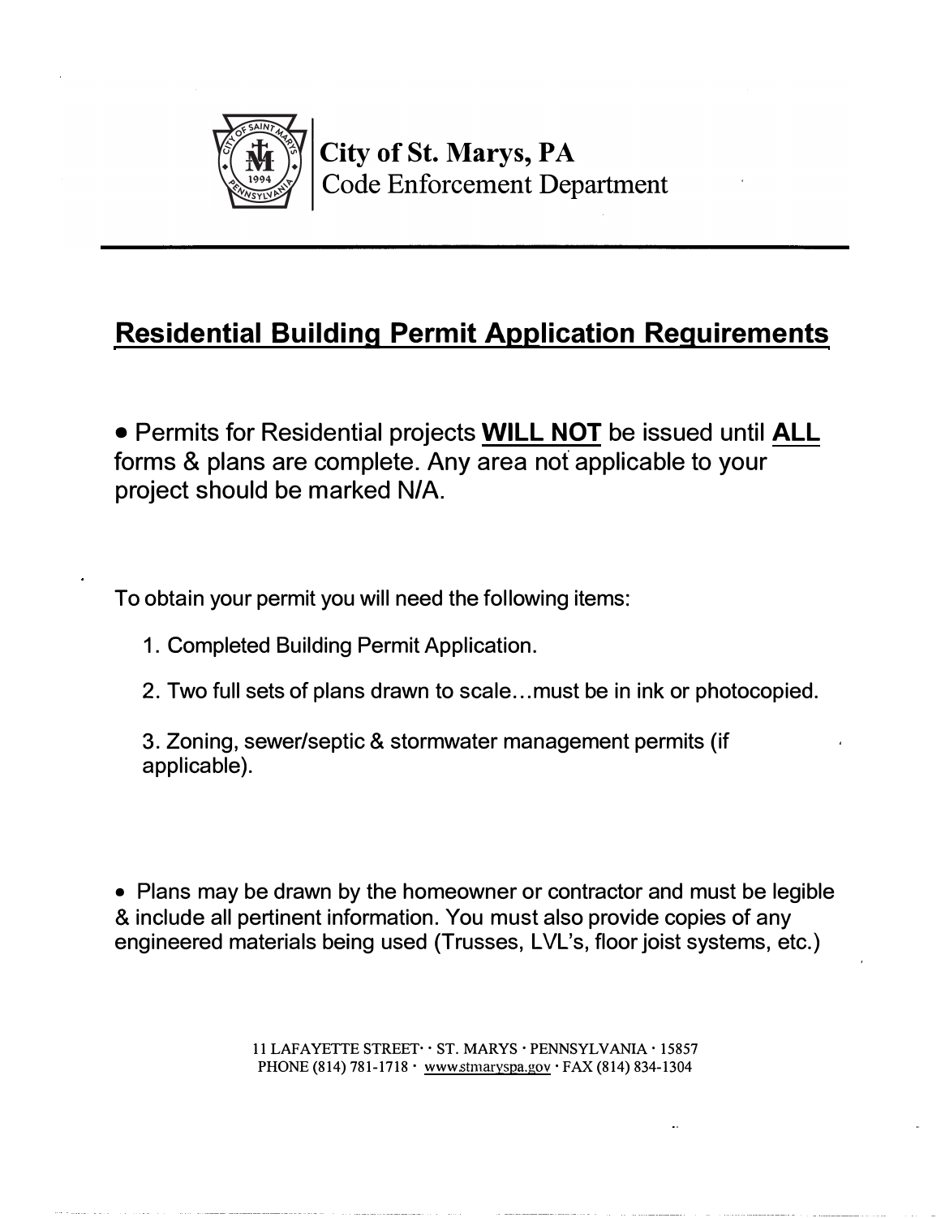**City of St. Marys, PA**
Code Enforcement Department

## Residential Building Permit Application Requirements

- Permits for Residential projects **WILL NOT** be issued until **ALL** forms & plans are complete. Any area not applicable to your project should be marked N/A.

To obtain your permit you will need the following items:

1. Completed Building Permit Application.
2. Two full sets of plans drawn to scale…must be in ink or photocopied.
3. Zoning, sewer/septic & stormwater management permits (if applicable).

- Plans may be drawn by the homeowner or contractor and must be legible & include all pertinent information. You must also provide copies of any engineered materials being used (Trusses, LVL's, floor joist systems, etc.)

11 LAFAYETTE STREET · ST. MARYS · PENNSYLVANIA · 15857
PHONE (814) 781-1718 · www.stmaryspa.gov · FAX (814) 834-1304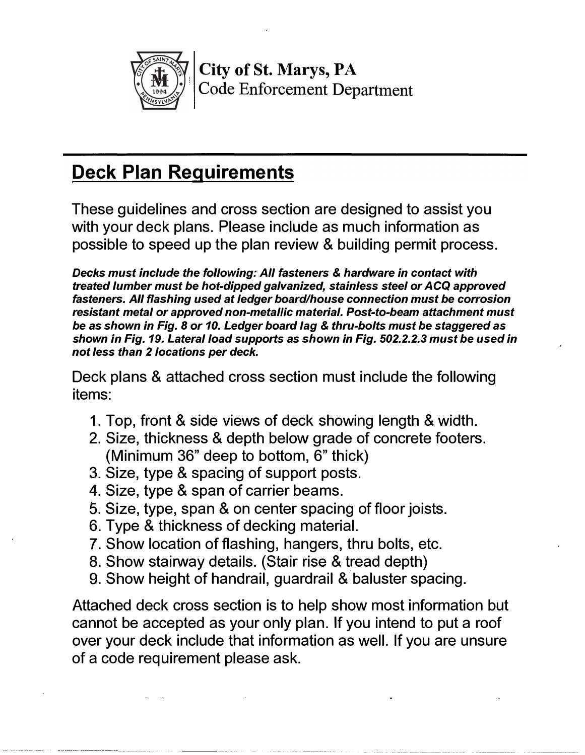**City of St. Marys, PA**
Code Enforcement Department

## Deck Plan Requirements

These guidelines and cross section are designed to assist you with your deck plans. Please include as much information as possible to speed up the plan review & building permit process.

***Decks must include the following: All fasteners & hardware in contact with treated lumber must be hot-dipped galvanized, stainless steel or ACQ approved fasteners. All flashing used at ledger board/house connection must be corrosion resistant metal or approved non-metallic material. Post-to-beam attachment must be as shown in Fig. 8 or 10. Ledger board lag & thru-bolts must be staggered as shown in Fig. 19. Lateral load supports as shown in Fig. 502.2.2.3 must be used in not less than 2 locations per deck.***

Deck plans & attached cross section must include the following items:

1. Top, front & side views of deck showing length & width.
2. Size, thickness & depth below grade of concrete footers. (Minimum 36" deep to bottom, 6" thick)
3. Size, type & spacing of support posts.
4. Size, type & span of carrier beams.
5. Size, type, span & on center spacing of floor joists.
6. Type & thickness of decking material.
7. Show location of flashing, hangers, thru bolts, etc.
8. Show stairway details. (Stair rise & tread depth)
9. Show height of handrail, guardrail & baluster spacing.

Attached deck cross section is to help show most information but cannot be accepted as your only plan. If you intend to put a roof over your deck include that information as well. If you are unsure of a code requirement please ask.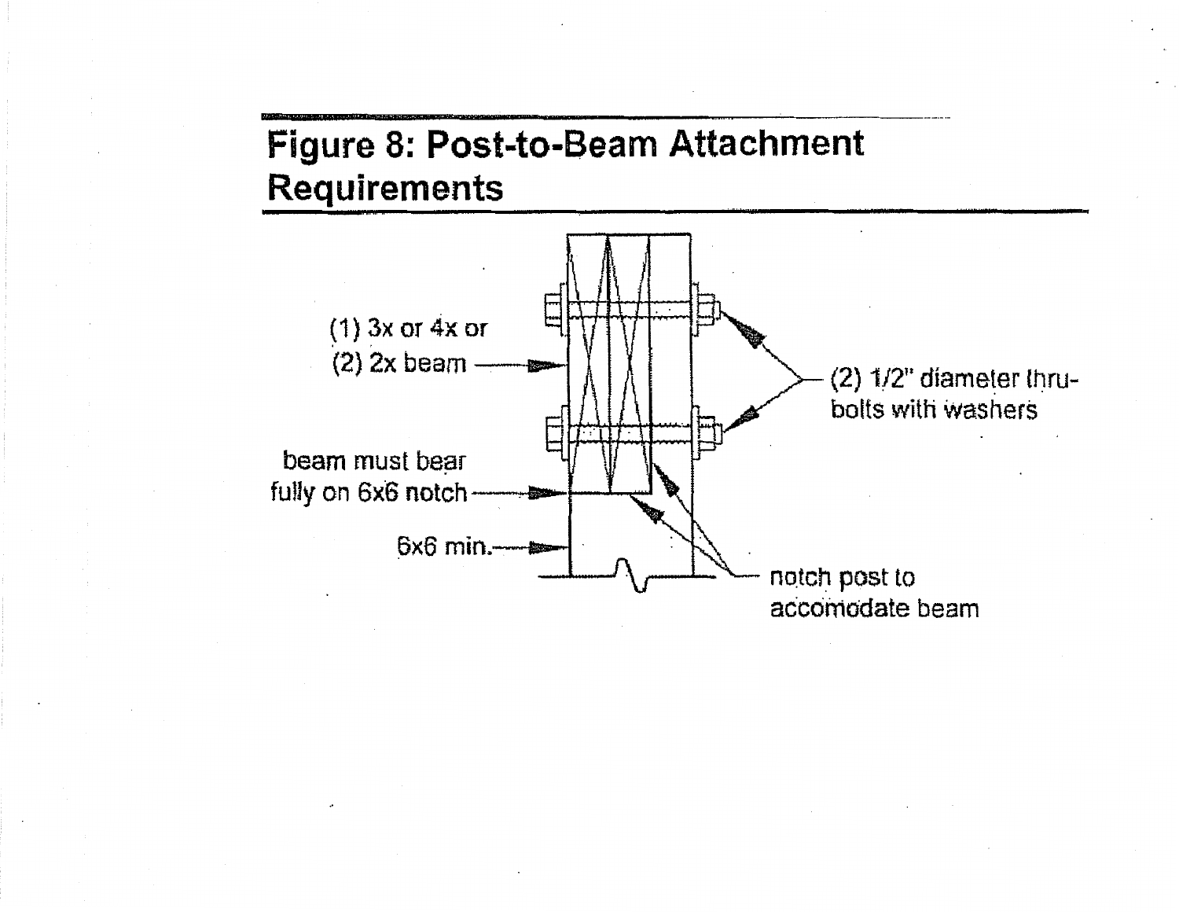## Figure 8: Post-to-Beam Attachment Requirements

(1) 3x or 4x or (2) 2x beam

beam must bear fully on 6x6 notch

6x6 min.

(2) 1/2" diameter thru-bolts with washers

notch post to accomodate beam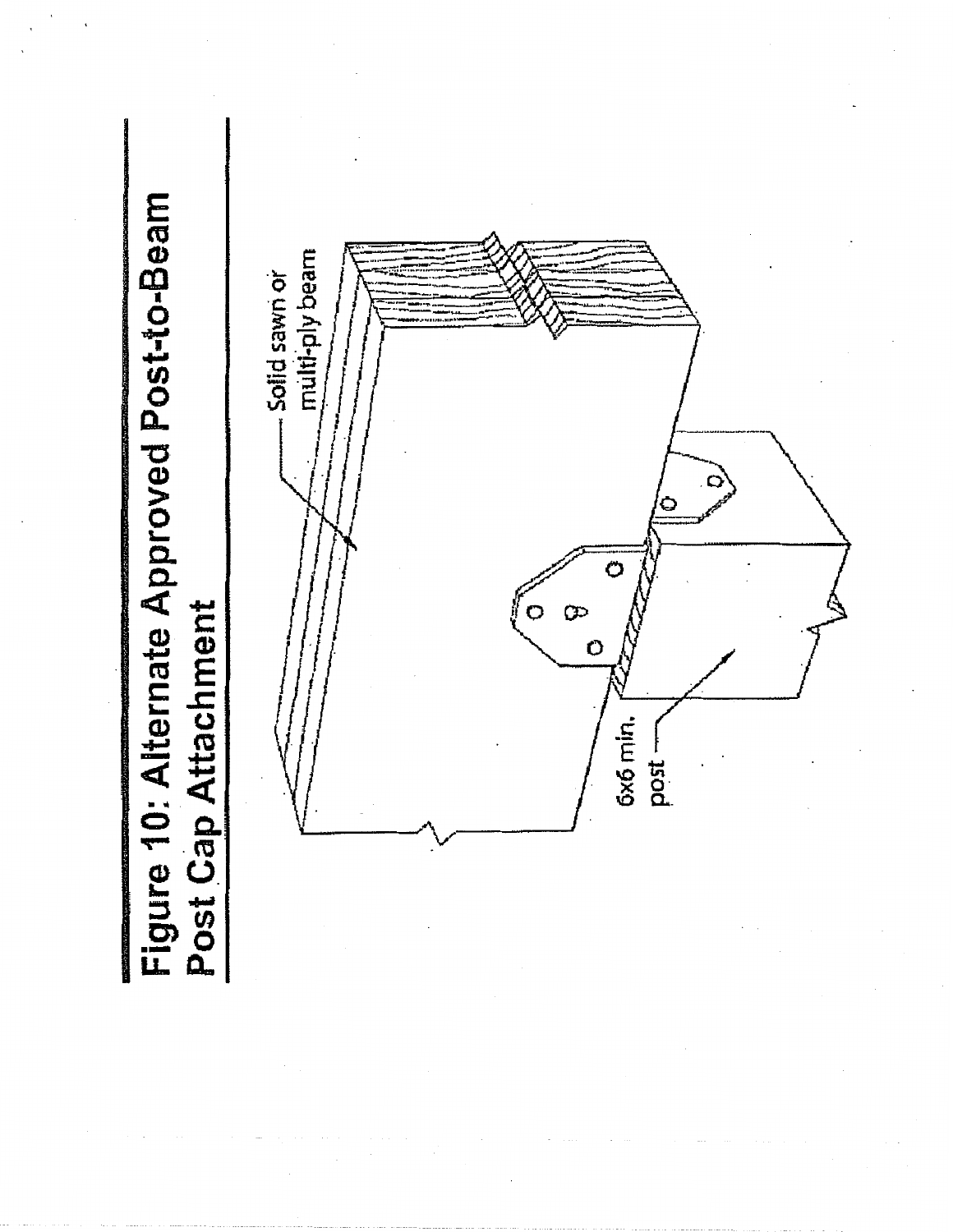# Figure 10: Alternate Approved Post-to-Beam Post Cap Attachment

Solid sawn or multi-ply beam

6x6 min. post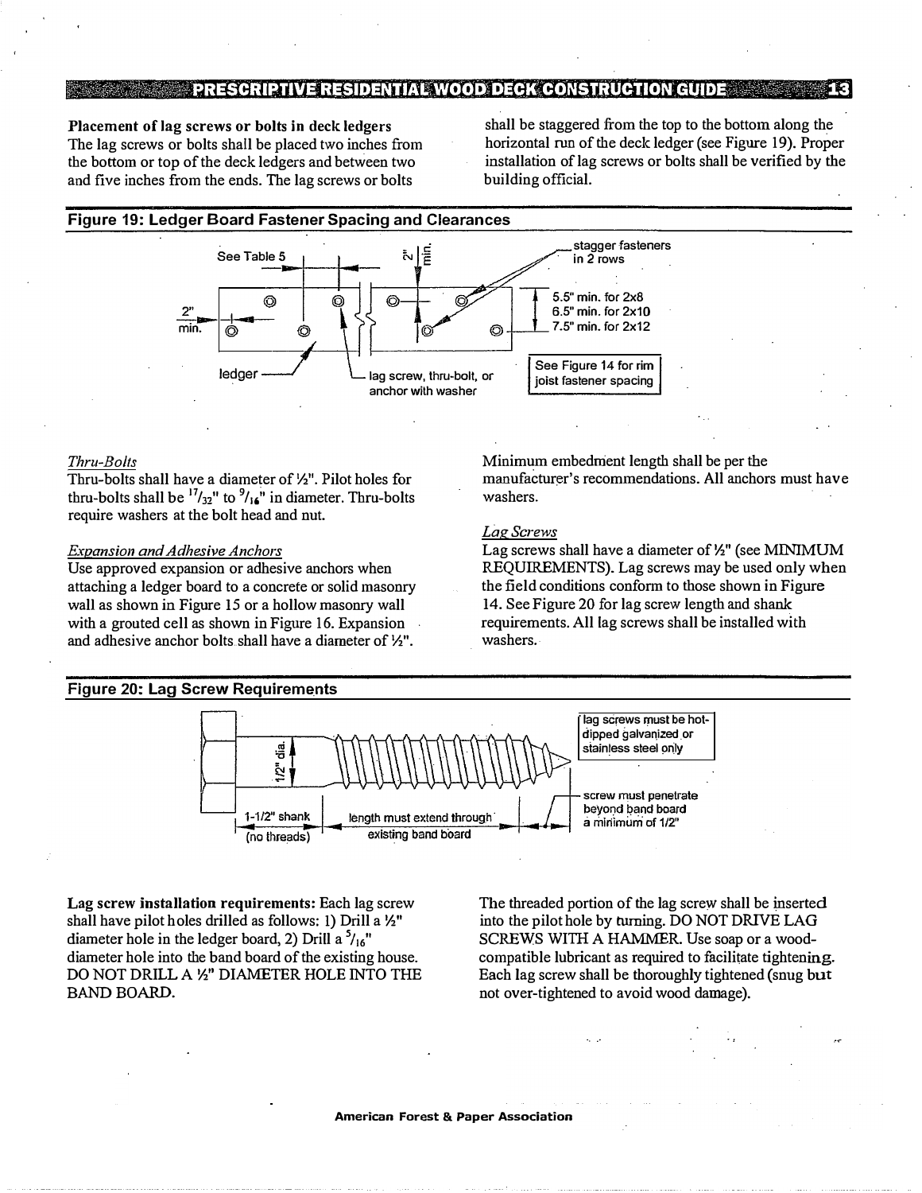**Placement of lag screws or bolts in deck ledgers**
The lag screws or bolts shall be placed two inches from the bottom or top of the deck ledgers and between two and five inches from the ends. The lag screws or bolts shall be staggered from the top to the bottom along the horizontal run of the deck ledger (see Figure 19). Proper installation of lag screws or bolts shall be verified by the building official.

## Figure 19: Ledger Board Fastener Spacing and Clearances

See Table 5

2" min.

2" min.

stagger fasteners in 2 rows

5.5" min. for 2x8
6.5" min. for 2x10
7.5" min. for 2x12

ledger

lag screw, thru-bolt, or anchor with washer

See Figure 14 for rim joist fastener spacing

*Thru-Bolts*
Thru-bolts shall have a diameter of ½". Pilot holes for thru-bolts shall be $^{17}/_{32}$" to $^{9}/_{16}$" in diameter. Thru-bolts require washers at the bolt head and nut.

*Expansion and Adhesive Anchors*
Use approved expansion or adhesive anchors when attaching a ledger board to a concrete or solid masonry wall as shown in Figure 15 or a hollow masonry wall with a grouted cell as shown in Figure 16. Expansion and adhesive anchor bolts shall have a diameter of ½". Minimum embedment length shall be per the manufacturer's recommendations. All anchors must have washers.

*Lag Screws*
Lag screws shall have a diameter of ½" (see MINIMUM REQUIREMENTS). Lag screws may be used only when the field conditions conform to those shown in Figure 14. See Figure 20 for lag screw length and shank requirements. All lag screws shall be installed with washers.

## Figure 20: Lag Screw Requirements

1/2" dia.

lag screws must be hot-dipped galvanized or stainless steel only

1-1/2" shank (no threads)

length must extend through existing band board

screw must penetrate beyond band board a minimum of 1/2"

**Lag screw installation requirements:** Each lag screw shall have pilot holes drilled as follows: 1) Drill a ½" diameter hole in the ledger board, 2) Drill a $^{5}/_{16}$" diameter hole into the band board of the existing house. DO NOT DRILL A ½" DIAMETER HOLE INTO THE BAND BOARD.

The threaded portion of the lag screw shall be inserted into the pilot hole by turning. DO NOT DRIVE LAG SCREWS WITH A HAMMER. Use soap or a wood-compatible lubricant as required to facilitate tightening. Each lag screw shall be thoroughly tightened (snug but not over-tightened to avoid wood damage).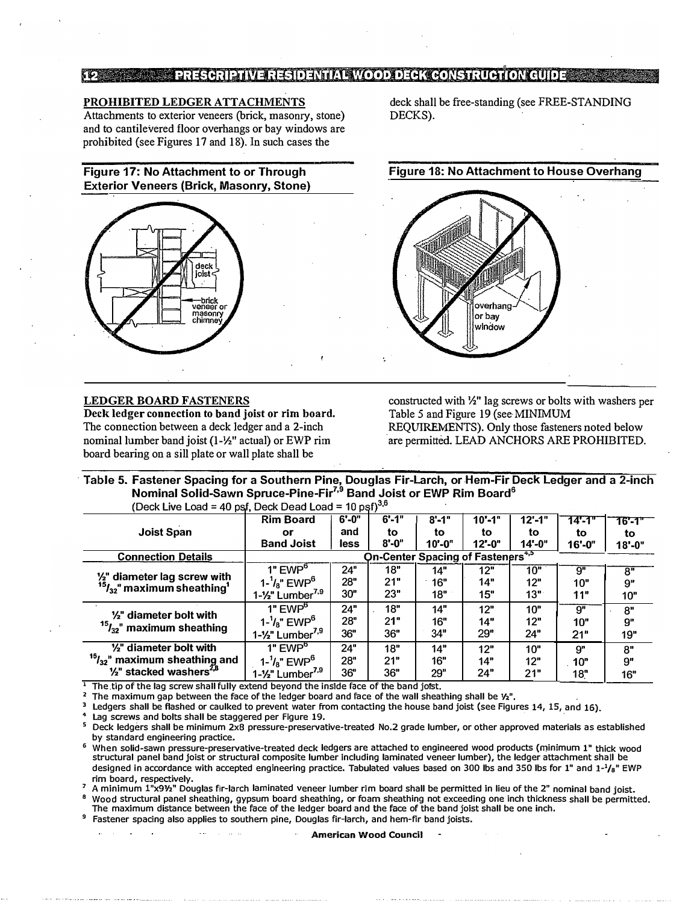## PROHIBITED LEDGER ATTACHMENTS

Attachments to exterior veneers (brick, masonry, stone) and to cantilevered floor overhangs or bay windows are prohibited (see Figures 17 and 18). In such cases the deck shall be free-standing (see FREE-STANDING DECKS).

**Figure 17: No Attachment to or Through Exterior Veneers (Brick, Masonry, Stone)**

**Figure 18: No Attachment to House Overhang**

## LEDGER BOARD FASTENERS

**Deck ledger connection to band joist or rim board.** The connection between a deck ledger and a 2-inch nominal lumber band joist (1-½" actual) or EWP rim board bearing on a sill plate or wall plate shall be constructed with ½" lag screws or bolts with washers per Table 5 and Figure 19 (see MINIMUM REQUIREMENTS). Only those fasteners noted below are permitted. LEAD ANCHORS ARE PROHIBITED.

**Table 5. Fastener Spacing for a Southern Pine, Douglas Fir-Larch, or Hem-Fir Deck Ledger and a 2-inch Nominal Solid-Sawn Spruce-Pine-Fir[7,9] Band Joist or EWP Rim Board[6]**
(Deck Live Load = 40 psf, Deck Dead Load = 10 psf)[3,6]

| Joist Span | Rim Board or Band Joist | 6'-0" and less | 6'-1" to 8'-0" | 8'-1" to 10'-0" | 10'-1" to 12'-0" | 12'-1" to 14'-0" | 14'-1" to 16'-0" | 16'-1" to 18'-0" |
|---|---|---|---|---|---|---|---|---|
| **Connection Details** | | On-Center Spacing of Fasteners[4,5] | | | | | | |
| ½" diameter lag screw with $^{15}/_{32}$" maximum sheathing[1] | 1" EWP[6] | 24" | 18" | 14" | 12" | 10" | 9" | 8" |
| | 1-⅛" EWP[6] | 28" | 21" | 16" | 14" | 12" | 10" | 9" |
| | 1-½" Lumber[7,9] | 30" | 23" | 18" | 15" | 13" | 11" | 10" |
| ½" diameter bolt with $^{15}/_{32}$" maximum sheathing | 1" EWP[6] | 24" | 18" | 14" | 12" | 10" | 9" | 8" |
| | 1-⅛" EWP[6] | 28" | 21" | 16" | 14" | 12" | 10" | 9" |
| | 1-½" Lumber[7,9] | 36" | 36" | 34" | 29" | 24" | 21" | 19" |
| ½" diameter bolt with $^{15}/_{32}$" maximum sheathing and ½" stacked washers[2,8] | 1" EWP[6] | 24" | 18" | 14" | 12" | 10" | 9" | 8" |
| | 1-⅛" EWP[6] | 28" | 21" | 16" | 14" | 12" | 10" | 9" |
| | 1-½" Lumber[7,9] | 36" | 36" | 29" | 24" | 21" | 18" | 16" |

1 The tip of the lag screw shall fully extend beyond the inside face of the band joist.
2 The maximum gap between the face of the ledger board and face of the wall sheathing shall be ½".
3 Ledgers shall be flashed or caulked to prevent water from contacting the house band joist (see Figures 14, 15, and 16).
4 Lag screws and bolts shall be staggered per Figure 19.
5 Deck ledgers shall be minimum 2x8 pressure-preservative-treated No.2 grade lumber, or other approved materials as established by standard engineering practice.
6 When solid-sawn pressure-preservative-treated deck ledgers are attached to engineered wood products (minimum 1" thick wood structural panel band joist or structural composite lumber including laminated veneer lumber), the ledger attachment shall be designed in accordance with accepted engineering practice. Tabulated values based on 300 lbs and 350 lbs for 1" and 1-⅛" EWP rim board, respectively.
7 A minimum 1"x9½" Douglas fir-larch laminated veneer lumber rim board shall be permitted in lieu of the 2" nominal band joist.
8 Wood structural panel sheathing, gypsum board sheathing, or foam sheathing not exceeding one inch thickness shall be permitted. The maximum distance between the face of the ledger board and the face of the band joist shall be one inch.
9 Fastener spacing also applies to southern pine, Douglas fir-larch, and hem-fir band joists.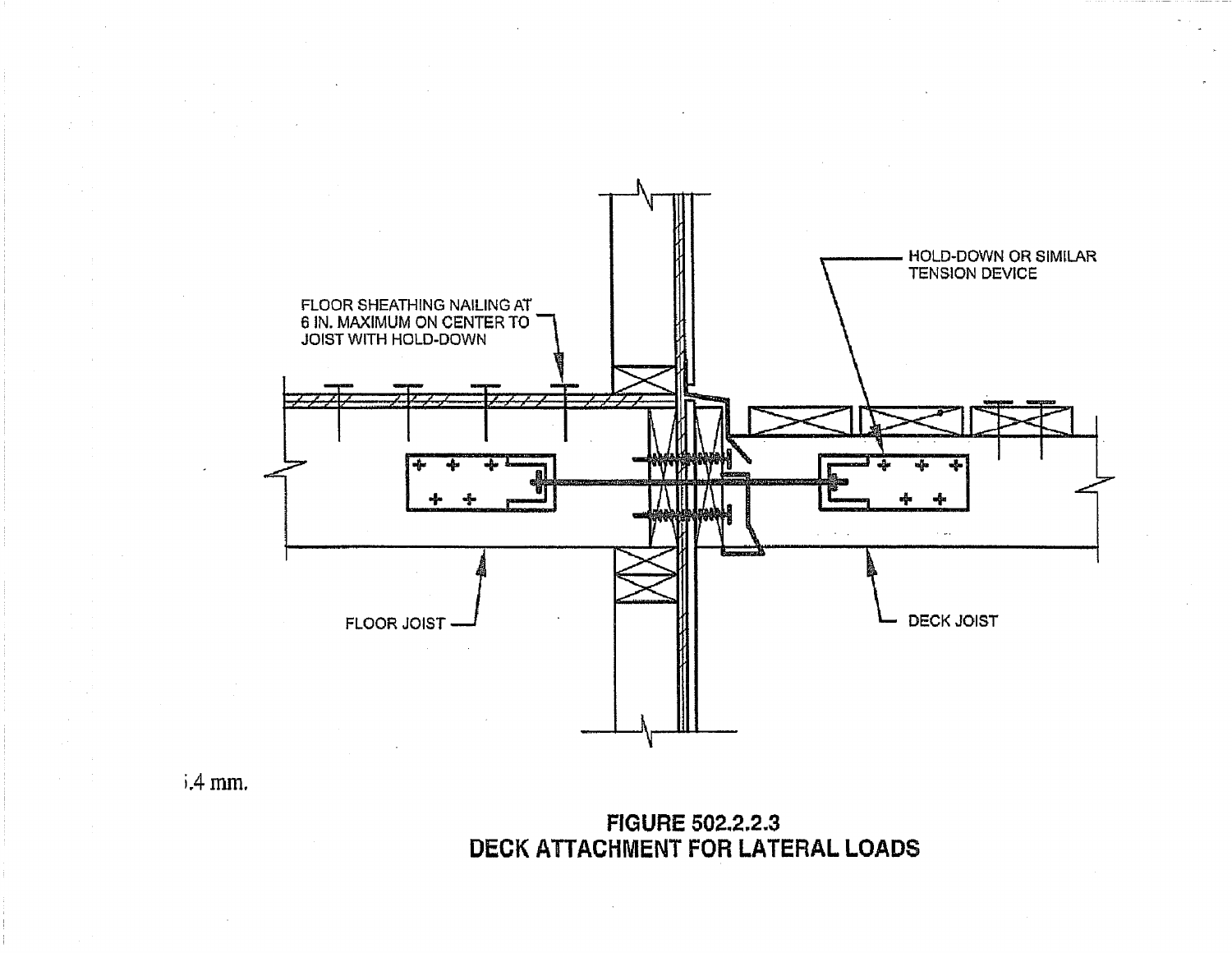FLOOR SHEATHING NAILING AT 6 IN. MAXIMUM ON CENTER TO JOIST WITH HOLD-DOWN

HOLD-DOWN OR SIMILAR TENSION DEVICE

FLOOR JOIST

DECK JOIST

.4 mm.

**FIGURE 502.2.2.3**
**DECK ATTACHMENT FOR LATERAL LOADS**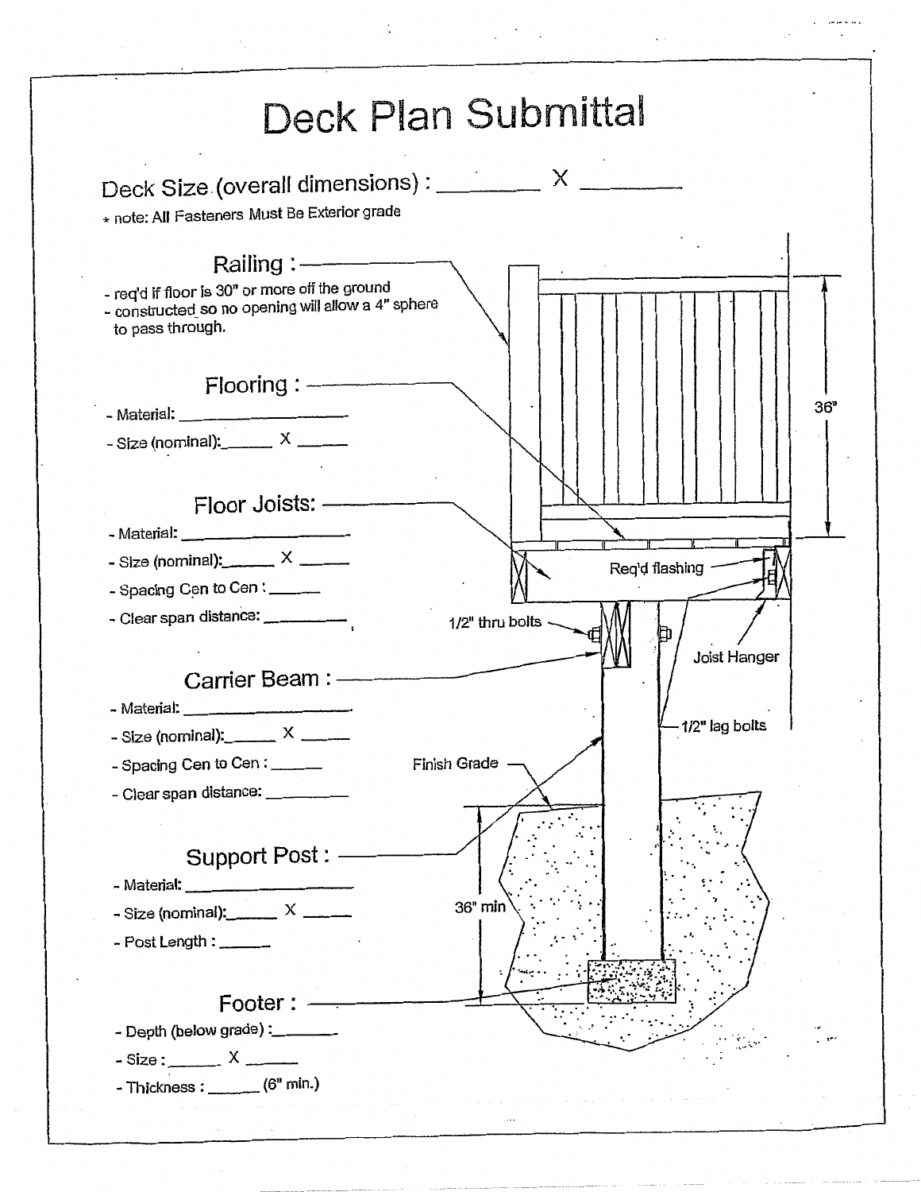# Deck Plan Submittal

Deck Size (overall dimensions) : ________ X ________

* note: All Fasteners Must Be Exterior grade

## Railing :

- req'd if floor is 30" or more off the ground
- constructed so no opening will allow a 4" sphere to pass through.

## Flooring :

- Material: ____________________
- Size (nominal):______ X ______

## Floor Joists:

- Material: ____________________
- Size (nominal):______ X ______
- Spacing Cen to Cen : ______
- Clear span distance: __________

## Carrier Beam :

- Material: ____________________
- Size (nominal):______ X ______
- Spacing Cen to Cen : ______
- Clear span distance: __________

## Support Post :

- Material: ____________________
- Size (nominal):______ X ______
- Post Length : ______

## Footer :

- Depth (below grade) :_______
- Size : ______ X ______
- Thickness : ______ (6" min.)

36"

Req'd flashing

1/2" thru bolts

Joist Hanger

1/2" lag bolts

Finish Grade

36" min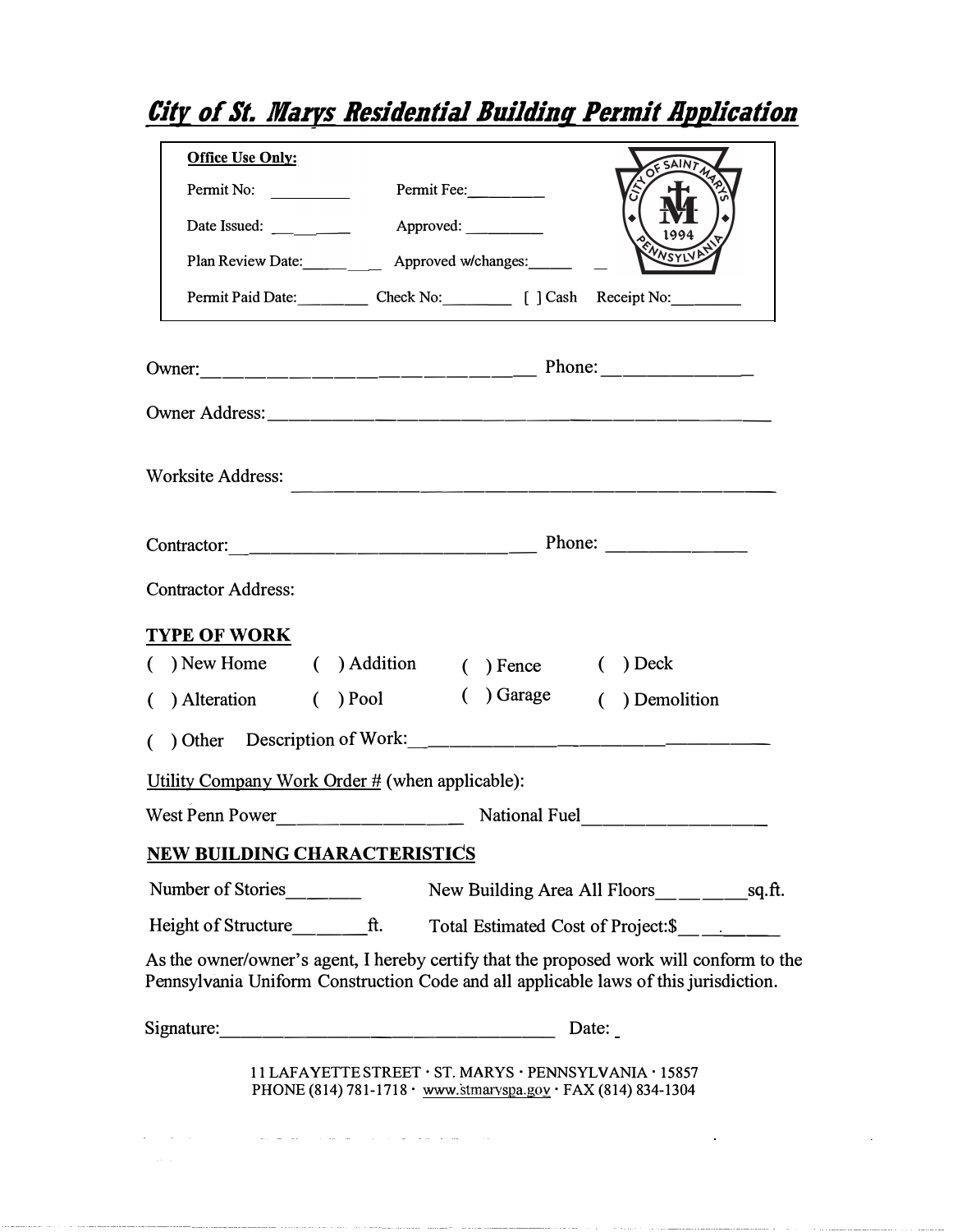# *City of St. Marys Residential Building Permit Application*

**Office Use Only:**

Permit No: __________ Permit Fee: __________

Date Issued: __________ Approved: __________

Plan Review Date: __________ Approved w/changes: __________

Permit Paid Date: ________ Check No: ________ [ ] Cash Receipt No: ________

Owner: ________________________________ Phone: ______________

Owner Address: ________________________________________________

Worksite Address: ________________________________________________

Contractor: ________________________________ Phone: ______________

Contractor Address:

**TYPE OF WORK**

( ) New Home ( ) Addition ( ) Fence ( ) Deck

( ) Alteration ( ) Pool ( ) Garage ( ) Demolition

( ) Other Description of Work: ________________________________

Utility Company Work Order # (when applicable):

West Penn Power ____________________ National Fuel ____________________

**NEW BUILDING CHARACTERISTICS**

Number of Stories ________ New Building Area All Floors ________ sq.ft.

Height of Structure ________ ft. Total Estimated Cost of Project:$ ________

As the owner/owner's agent, I hereby certify that the proposed work will conform to the Pennsylvania Uniform Construction Code and all applicable laws of this jurisdiction.

Signature: ________________________________ Date: _

11 LAFAYETTE STREET · ST. MARYS · PENNSYLVANIA · 15857
PHONE (814) 781-1718 · www.stmaryspa.gov · FAX (814) 834-1304